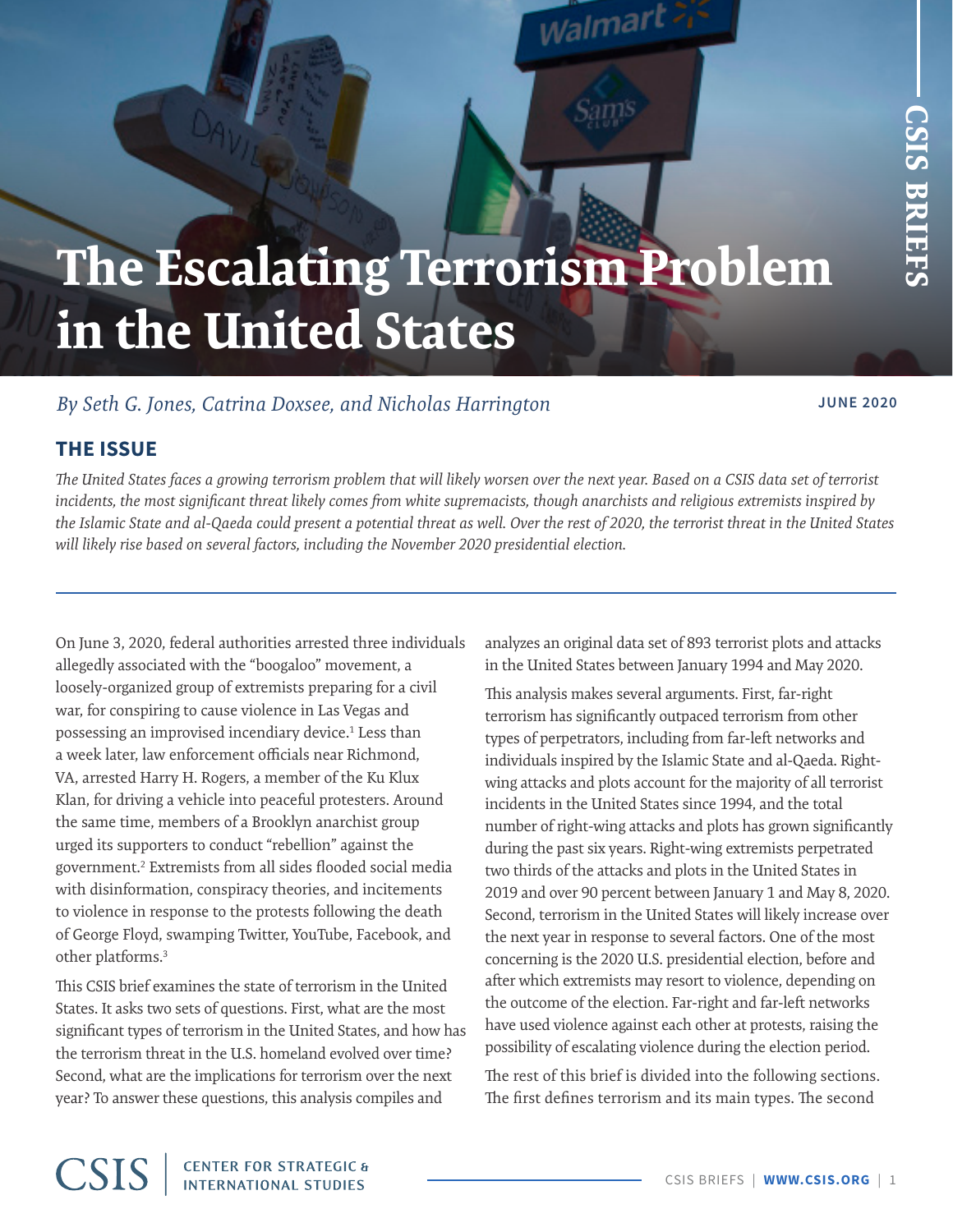# The Escalating Terrorism Problem in the United States

*By Seth G. Jones, Catrina Doxsee, and Nicholas Harrington*

**JUNE 2020**

## THE ISSUE

*The United States faces a growing terrorism problem that will likely worsen over the next year. Based on a CSIS data set of terrorist incidents, the most significant threat likely comes from white supremacists, though anarchists and religious extremists inspired by the Islamic State and al-Qaeda could present a potential threat as well. Over the rest of 2020, the terrorist threat in the United States will likely rise based on several factors, including the November 2020 presidential election.*

---

On June 3, 2020, federal authorities arrested three individuals allegedly associated with the "boogaloo" movement, a loosely-organized group of extremists preparing for a civil war, for conspiring to cause violence in Las Vegas and possessing an improvised incendiary device.[1] Less than a week later, law enforcement officials near Richmond, VA, arrested Harry H. Rogers, a member of the Ku Klux Klan, for driving a vehicle into peaceful protesters. Around the same time, members of a Brooklyn anarchist group urged its supporters to conduct "rebellion" against the government.[2] Extremists from all sides flooded social media with disinformation, conspiracy theories, and incitements to violence in response to the protests following the death of George Floyd, swamping Twitter, YouTube, Facebook, and other platforms.[3]

This CSIS brief examines the state of terrorism in the United States. It asks two sets of questions. First, what are the most significant types of terrorism in the United States, and how has the terrorism threat in the U.S. homeland evolved over time? Second, what are the implications for terrorism over the next year? To answer these questions, this analysis compiles and analyzes an original data set of 893 terrorist plots and attacks in the United States between January 1994 and May 2020.

This analysis makes several arguments. First, far-right terrorism has significantly outpaced terrorism from other types of perpetrators, including from far-left networks and individuals inspired by the Islamic State and al-Qaeda. Right-wing attacks and plots account for the majority of all terrorist incidents in the United States since 1994, and the total number of right-wing attacks and plots has grown significantly during the past six years. Right-wing extremists perpetrated two thirds of the attacks and plots in the United States in 2019 and over 90 percent between January 1 and May 8, 2020. Second, terrorism in the United States will likely increase over the next year in response to several factors. One of the most concerning is the 2020 U.S. presidential election, before and after which extremists may resort to violence, depending on the outcome of the election. Far-right and far-left networks have used violence against each other at protests, raising the possibility of escalating violence during the election period.

The rest of this brief is divided into the following sections. The first defines terrorism and its main types. The second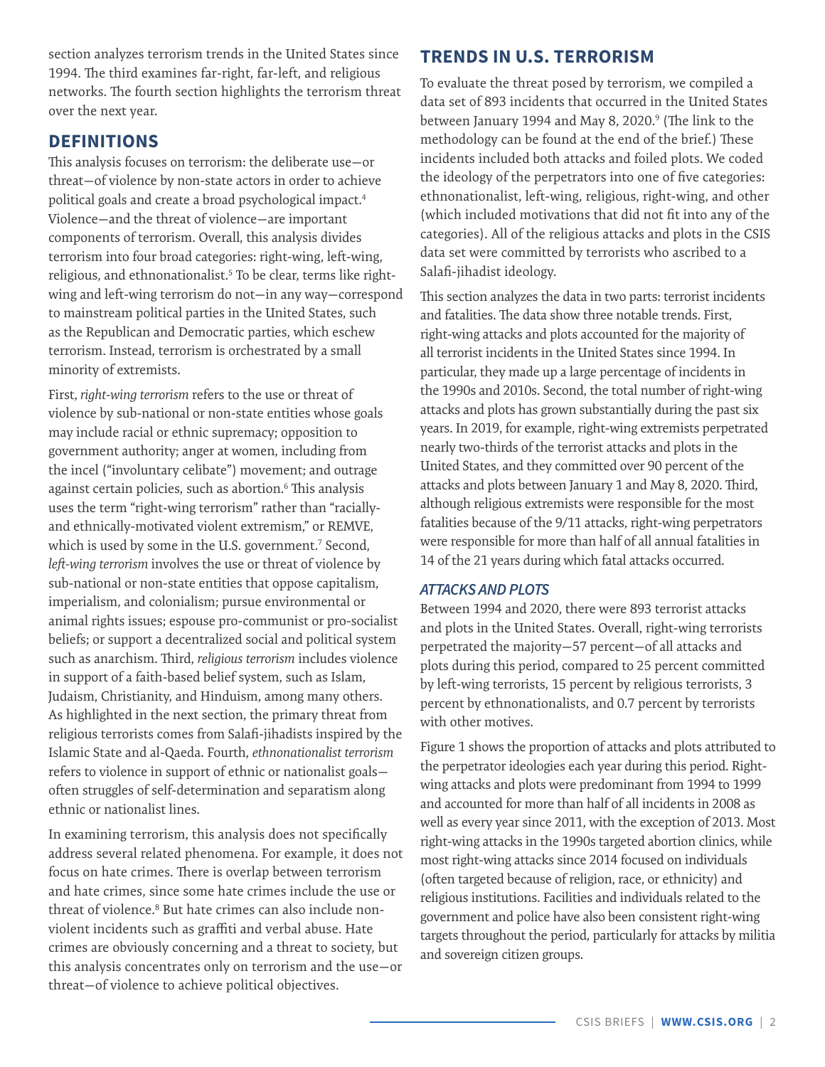section analyzes terrorism trends in the United States since 1994. The third examines far-right, far-left, and religious networks. The fourth section highlights the terrorism threat over the next year.

## DEFINITIONS

This analysis focuses on terrorism: the deliberate use—or threat—of violence by non-state actors in order to achieve political goals and create a broad psychological impact.[4] Violence—and the threat of violence—are important components of terrorism. Overall, this analysis divides terrorism into four broad categories: right-wing, left-wing, religious, and ethnonationalist.[5] To be clear, terms like right-wing and left-wing terrorism do not—in any way—correspond to mainstream political parties in the United States, such as the Republican and Democratic parties, which eschew terrorism. Instead, terrorism is orchestrated by a small minority of extremists.

First, *right-wing terrorism* refers to the use or threat of violence by sub-national or non-state entities whose goals may include racial or ethnic supremacy; opposition to government authority; anger at women, including from the incel ("involuntary celibate") movement; and outrage against certain policies, such as abortion.[6] This analysis uses the term "right-wing terrorism" rather than "racially- and ethnically-motivated violent extremism," or REMVE, which is used by some in the U.S. government.[7] Second, *left-wing terrorism* involves the use or threat of violence by sub-national or non-state entities that oppose capitalism, imperialism, and colonialism; pursue environmental or animal rights issues; espouse pro-communist or pro-socialist beliefs; or support a decentralized social and political system such as anarchism. Third, *religious terrorism* includes violence in support of a faith-based belief system, such as Islam, Judaism, Christianity, and Hinduism, among many others. As highlighted in the next section, the primary threat from religious terrorists comes from Salafi-jihadists inspired by the Islamic State and al-Qaeda. Fourth, *ethnonationalist terrorism* refers to violence in support of ethnic or nationalist goals—often struggles of self-determination and separatism along ethnic or nationalist lines.

In examining terrorism, this analysis does not specifically address several related phenomena. For example, it does not focus on hate crimes. There is overlap between terrorism and hate crimes, since some hate crimes include the use or threat of violence.[8] But hate crimes can also include non-violent incidents such as graffiti and verbal abuse. Hate crimes are obviously concerning and a threat to society, but this analysis concentrates only on terrorism and the use—or threat—of violence to achieve political objectives.

## TRENDS IN U.S. TERRORISM

To evaluate the threat posed by terrorism, we compiled a data set of 893 incidents that occurred in the United States between January 1994 and May 8, 2020.[9] (The link to the methodology can be found at the end of the brief.) These incidents included both attacks and foiled plots. We coded the ideology of the perpetrators into one of five categories: ethnonationalist, left-wing, religious, right-wing, and other (which included motivations that did not fit into any of the categories). All of the religious attacks and plots in the CSIS data set were committed by terrorists who ascribed to a Salafi-jihadist ideology.

This section analyzes the data in two parts: terrorist incidents and fatalities. The data show three notable trends. First, right-wing attacks and plots accounted for the majority of all terrorist incidents in the United States since 1994. In particular, they made up a large percentage of incidents in the 1990s and 2010s. Second, the total number of right-wing attacks and plots has grown substantially during the past six years. In 2019, for example, right-wing extremists perpetrated nearly two-thirds of the terrorist attacks and plots in the United States, and they committed over 90 percent of the attacks and plots between January 1 and May 8, 2020. Third, although religious extremists were responsible for the most fatalities because of the 9/11 attacks, right-wing perpetrators were responsible for more than half of all annual fatalities in 14 of the 21 years during which fatal attacks occurred.

### *ATTACKS AND PLOTS*

Between 1994 and 2020, there were 893 terrorist attacks and plots in the United States. Overall, right-wing terrorists perpetrated the majority—57 percent—of all attacks and plots during this period, compared to 25 percent committed by left-wing terrorists, 15 percent by religious terrorists, 3 percent by ethnonationalists, and 0.7 percent by terrorists with other motives.

Figure 1 shows the proportion of attacks and plots attributed to the perpetrator ideologies each year during this period. Right-wing attacks and plots were predominant from 1994 to 1999 and accounted for more than half of all incidents in 2008 as well as every year since 2011, with the exception of 2013. Most right-wing attacks in the 1990s targeted abortion clinics, while most right-wing attacks since 2014 focused on individuals (often targeted because of religion, race, or ethnicity) and religious institutions. Facilities and individuals related to the government and police have also been consistent right-wing targets throughout the period, particularly for attacks by militia and sovereign citizen groups.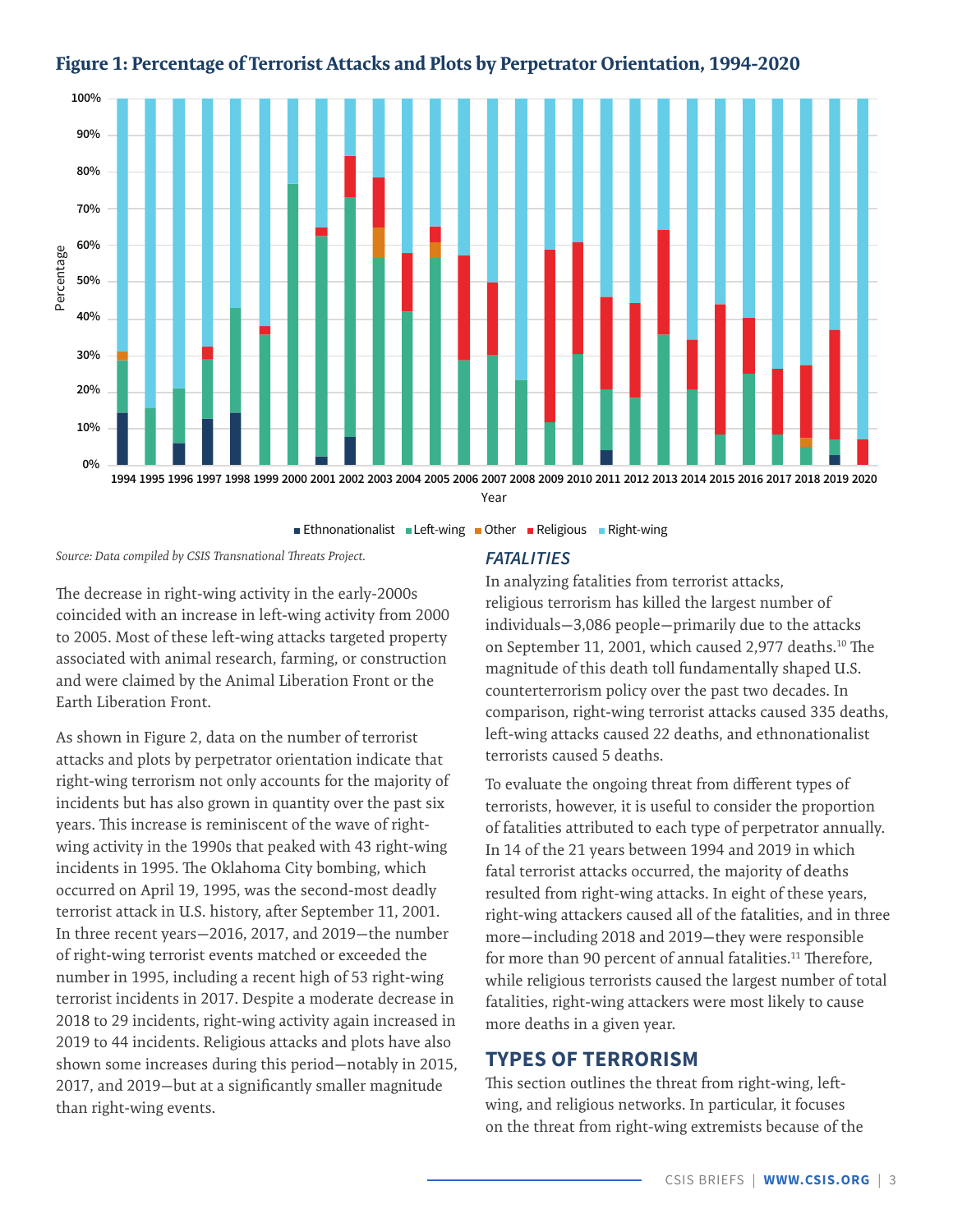## Figure 1: Percentage of Terrorist Attacks and Plots by Perpetrator Orientation, 1994-2020

*Source: Data compiled by CSIS Transnational Threats Project.*

The decrease in right-wing activity in the early-2000s coincided with an increase in left-wing activity from 2000 to 2005. Most of these left-wing attacks targeted property associated with animal research, farming, or construction and were claimed by the Animal Liberation Front or the Earth Liberation Front.

As shown in Figure 2, data on the number of terrorist attacks and plots by perpetrator orientation indicate that right-wing terrorism not only accounts for the majority of incidents but has also grown in quantity over the past six years. This increase is reminiscent of the wave of right-wing activity in the 1990s that peaked with 43 right-wing incidents in 1995. The Oklahoma City bombing, which occurred on April 19, 1995, was the second-most deadly terrorist attack in U.S. history, after September 11, 2001. In three recent years—2016, 2017, and 2019—the number of right-wing terrorist events matched or exceeded the number in 1995, including a recent high of 53 right-wing terrorist incidents in 2017. Despite a moderate decrease in 2018 to 29 incidents, right-wing activity again increased in 2019 to 44 incidents. Religious attacks and plots have also shown some increases during this period—notably in 2015, 2017, and 2019—but at a significantly smaller magnitude than right-wing events.

### *FATALITIES*

In analyzing fatalities from terrorist attacks, religious terrorism has killed the largest number of individuals—3,086 people—primarily due to the attacks on September 11, 2001, which caused 2,977 deaths.[10] The magnitude of this death toll fundamentally shaped U.S. counterterrorism policy over the past two decades. In comparison, right-wing terrorist attacks caused 335 deaths, left-wing attacks caused 22 deaths, and ethnonationalist terrorists caused 5 deaths.

To evaluate the ongoing threat from different types of terrorists, however, it is useful to consider the proportion of fatalities attributed to each type of perpetrator annually. In 14 of the 21 years between 1994 and 2019 in which fatal terrorist attacks occurred, the majority of deaths resulted from right-wing attacks. In eight of these years, right-wing attackers caused all of the fatalities, and in three more—including 2018 and 2019—they were responsible for more than 90 percent of annual fatalities.[11] Therefore, while religious terrorists caused the largest number of total fatalities, right-wing attackers were most likely to cause more deaths in a given year.

## TYPES OF TERRORISM

This section outlines the threat from right-wing, left-wing, and religious networks. In particular, it focuses on the threat from right-wing extremists because of the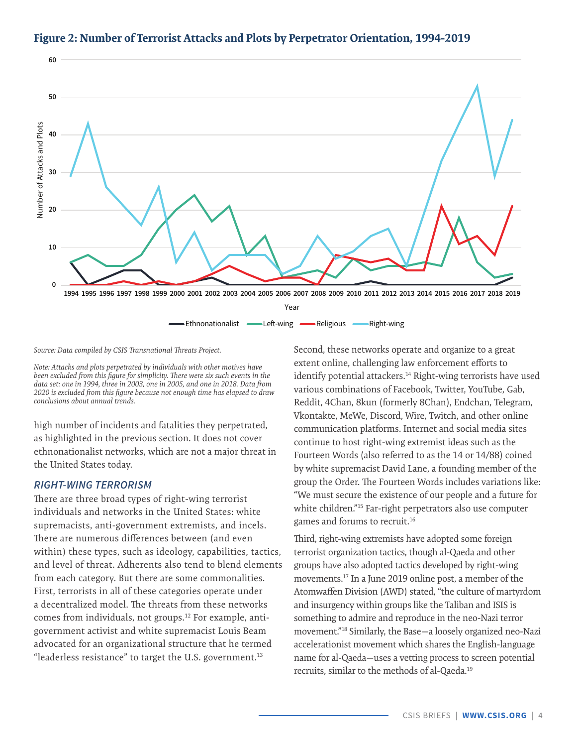**Figure 2: Number of Terrorist Attacks and Plots by Perpetrator Orientation, 1994-2019**

*Source: Data compiled by CSIS Transnational Threats Project.*

*Note: Attacks and plots perpetrated by individuals with other motives have been excluded from this figure for simplicity. There were six such events in the data set: one in 1994, three in 2003, one in 2005, and one in 2018. Data from 2020 is excluded from this figure because not enough time has elapsed to draw conclusions about annual trends.*

high number of incidents and fatalities they perpetrated, as highlighted in the previous section. It does not cover ethnonationalist networks, which are not a major threat in the United States today.

## RIGHT-WING TERRORISM

There are three broad types of right-wing terrorist individuals and networks in the United States: white supremacists, anti-government extremists, and incels. There are numerous differences between (and even within) these types, such as ideology, capabilities, tactics, and level of threat. Adherents also tend to blend elements from each category. But there are some commonalities. First, terrorists in all of these categories operate under a decentralized model. The threats from these networks comes from individuals, not groups.[12] For example, anti-government activist and white supremacist Louis Beam advocated for an organizational structure that he termed "leaderless resistance" to target the U.S. government.[13]

Second, these networks operate and organize to a great extent online, challenging law enforcement efforts to identify potential attackers.[14] Right-wing terrorists have used various combinations of Facebook, Twitter, YouTube, Gab, Reddit, 4Chan, 8kun (formerly 8Chan), Endchan, Telegram, Vkontakte, MeWe, Discord, Wire, Twitch, and other online communication platforms. Internet and social media sites continue to host right-wing extremist ideas such as the Fourteen Words (also referred to as the 14 or 14/88) coined by white supremacist David Lane, a founding member of the group the Order. The Fourteen Words includes variations like: "We must secure the existence of our people and a future for white children."[15] Far-right perpetrators also use computer games and forums to recruit.[16]

Third, right-wing extremists have adopted some foreign terrorist organization tactics, though al-Qaeda and other groups have also adopted tactics developed by right-wing movements.[17] In a June 2019 online post, a member of the Atomwaffen Division (AWD) stated, "the culture of martyrdom and insurgency within groups like the Taliban and ISIS is something to admire and reproduce in the neo-Nazi terror movement."[18] Similarly, the Base—a loosely organized neo-Nazi accelerationist movement which shares the English-language name for al-Qaeda—uses a vetting process to screen potential recruits, similar to the methods of al-Qaeda.[19]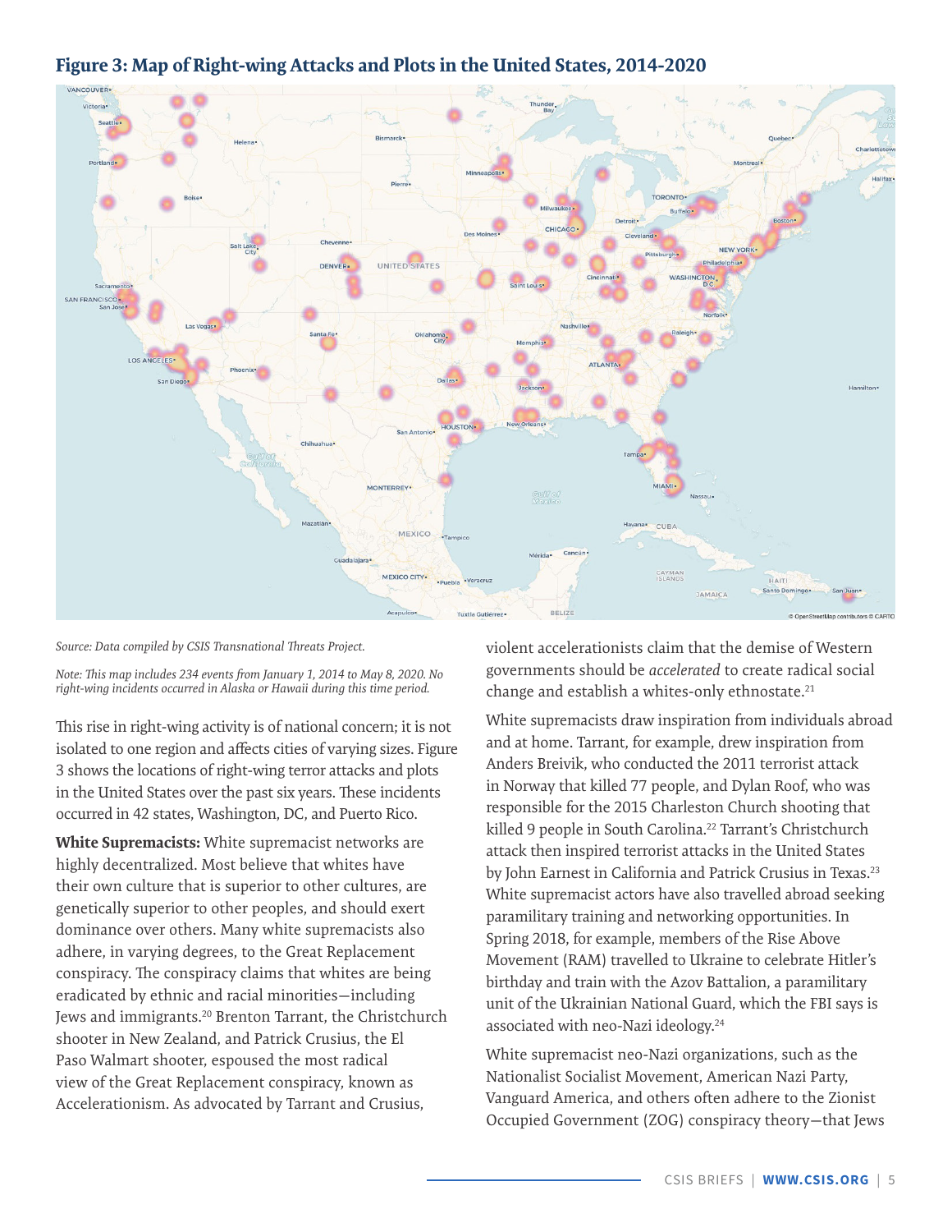## Figure 3: Map of Right-wing Attacks and Plots in the United States, 2014-2020

*Source: Data compiled by CSIS Transnational Threats Project.*

*Note: This map includes 234 events from January 1, 2014 to May 8, 2020. No right-wing incidents occurred in Alaska or Hawaii during this time period.*

This rise in right-wing activity is of national concern; it is not isolated to one region and affects cities of varying sizes. Figure 3 shows the locations of right-wing terror attacks and plots in the United States over the past six years. These incidents occurred in 42 states, Washington, DC, and Puerto Rico.

**White Supremacists:** White supremacist networks are highly decentralized. Most believe that whites have their own culture that is superior to other cultures, are genetically superior to other peoples, and should exert dominance over others. Many white supremacists also adhere, in varying degrees, to the Great Replacement conspiracy. The conspiracy claims that whites are being eradicated by ethnic and racial minorities—including Jews and immigrants.[20] Brenton Tarrant, the Christchurch shooter in New Zealand, and Patrick Crusius, the El Paso Walmart shooter, espoused the most radical view of the Great Replacement conspiracy, known as Accelerationism. As advocated by Tarrant and Crusius, violent accelerationists claim that the demise of Western governments should be *accelerated* to create radical social change and establish a whites-only ethnostate.[21]

White supremacists draw inspiration from individuals abroad and at home. Tarrant, for example, drew inspiration from Anders Breivik, who conducted the 2011 terrorist attack in Norway that killed 77 people, and Dylan Roof, who was responsible for the 2015 Charleston Church shooting that killed 9 people in South Carolina.[22] Tarrant's Christchurch attack then inspired terrorist attacks in the United States by John Earnest in California and Patrick Crusius in Texas.[23] White supremacist actors have also travelled abroad seeking paramilitary training and networking opportunities. In Spring 2018, for example, members of the Rise Above Movement (RAM) travelled to Ukraine to celebrate Hitler's birthday and train with the Azov Battalion, a paramilitary unit of the Ukrainian National Guard, which the FBI says is associated with neo-Nazi ideology.[24]

White supremacist neo-Nazi organizations, such as the Nationalist Socialist Movement, American Nazi Party, Vanguard America, and others often adhere to the Zionist Occupied Government (ZOG) conspiracy theory—that Jews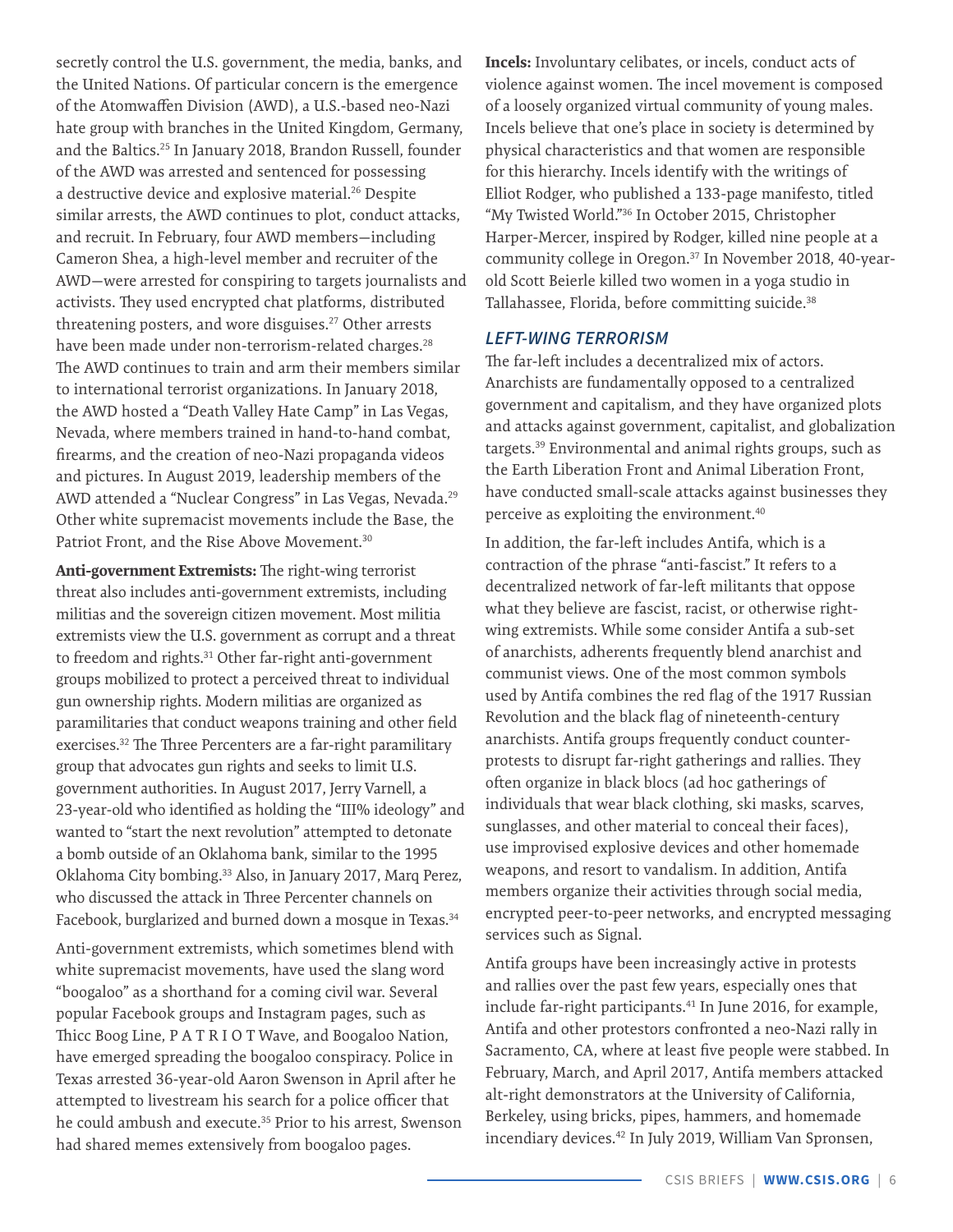secretly control the U.S. government, the media, banks, and the United Nations. Of particular concern is the emergence of the Atomwaffen Division (AWD), a U.S.-based neo-Nazi hate group with branches in the United Kingdom, Germany, and the Baltics.[25] In January 2018, Brandon Russell, founder of the AWD was arrested and sentenced for possessing a destructive device and explosive material.[26] Despite similar arrests, the AWD continues to plot, conduct attacks, and recruit. In February, four AWD members—including Cameron Shea, a high-level member and recruiter of the AWD—were arrested for conspiring to targets journalists and activists. They used encrypted chat platforms, distributed threatening posters, and wore disguises.[27] Other arrests have been made under non-terrorism-related charges.[28] The AWD continues to train and arm their members similar to international terrorist organizations. In January 2018, the AWD hosted a "Death Valley Hate Camp" in Las Vegas, Nevada, where members trained in hand-to-hand combat, firearms, and the creation of neo-Nazi propaganda videos and pictures. In August 2019, leadership members of the AWD attended a "Nuclear Congress" in Las Vegas, Nevada.[29] Other white supremacist movements include the Base, the Patriot Front, and the Rise Above Movement.[30]

**Anti-government Extremists:** The right-wing terrorist threat also includes anti-government extremists, including militias and the sovereign citizen movement. Most militia extremists view the U.S. government as corrupt and a threat to freedom and rights.[31] Other far-right anti-government groups mobilized to protect a perceived threat to individual gun ownership rights. Modern militias are organized as paramilitaries that conduct weapons training and other field exercises.[32] The Three Percenters are a far-right paramilitary group that advocates gun rights and seeks to limit U.S. government authorities. In August 2017, Jerry Varnell, a 23-year-old who identified as holding the "III% ideology" and wanted to "start the next revolution" attempted to detonate a bomb outside of an Oklahoma bank, similar to the 1995 Oklahoma City bombing.[33] Also, in January 2017, Marq Perez, who discussed the attack in Three Percenter channels on Facebook, burglarized and burned down a mosque in Texas.[34]

Anti-government extremists, which sometimes blend with white supremacist movements, have used the slang word "boogaloo" as a shorthand for a coming civil war. Several popular Facebook groups and Instagram pages, such as Thicc Boog Line, P A T R I O T Wave, and Boogaloo Nation, have emerged spreading the boogaloo conspiracy. Police in Texas arrested 36-year-old Aaron Swenson in April after he attempted to livestream his search for a police officer that he could ambush and execute.[35] Prior to his arrest, Swenson had shared memes extensively from boogaloo pages.

**Incels:** Involuntary celibates, or incels, conduct acts of violence against women. The incel movement is composed of a loosely organized virtual community of young males. Incels believe that one's place in society is determined by physical characteristics and that women are responsible for this hierarchy. Incels identify with the writings of Elliot Rodger, who published a 133-page manifesto, titled "My Twisted World."[36] In October 2015, Christopher Harper-Mercer, inspired by Rodger, killed nine people at a community college in Oregon.[37] In November 2018, 40-year-old Scott Beierle killed two women in a yoga studio in Tallahassee, Florida, before committing suicide.[38]

### *LEFT-WING TERRORISM*

The far-left includes a decentralized mix of actors. Anarchists are fundamentally opposed to a centralized government and capitalism, and they have organized plots and attacks against government, capitalist, and globalization targets.[39] Environmental and animal rights groups, such as the Earth Liberation Front and Animal Liberation Front, have conducted small-scale attacks against businesses they perceive as exploiting the environment.[40]

In addition, the far-left includes Antifa, which is a contraction of the phrase "anti-fascist." It refers to a decentralized network of far-left militants that oppose what they believe are fascist, racist, or otherwise right-wing extremists. While some consider Antifa a sub-set of anarchists, adherents frequently blend anarchist and communist views. One of the most common symbols used by Antifa combines the red flag of the 1917 Russian Revolution and the black flag of nineteenth-century anarchists. Antifa groups frequently conduct counter-protests to disrupt far-right gatherings and rallies. They often organize in black blocs (ad hoc gatherings of individuals that wear black clothing, ski masks, scarves, sunglasses, and other material to conceal their faces), use improvised explosive devices and other homemade weapons, and resort to vandalism. In addition, Antifa members organize their activities through social media, encrypted peer-to-peer networks, and encrypted messaging services such as Signal.

Antifa groups have been increasingly active in protests and rallies over the past few years, especially ones that include far-right participants.[41] In June 2016, for example, Antifa and other protestors confronted a neo-Nazi rally in Sacramento, CA, where at least five people were stabbed. In February, March, and April 2017, Antifa members attacked alt-right demonstrators at the University of California, Berkeley, using bricks, pipes, hammers, and homemade incendiary devices.[42] In July 2019, William Van Spronsen,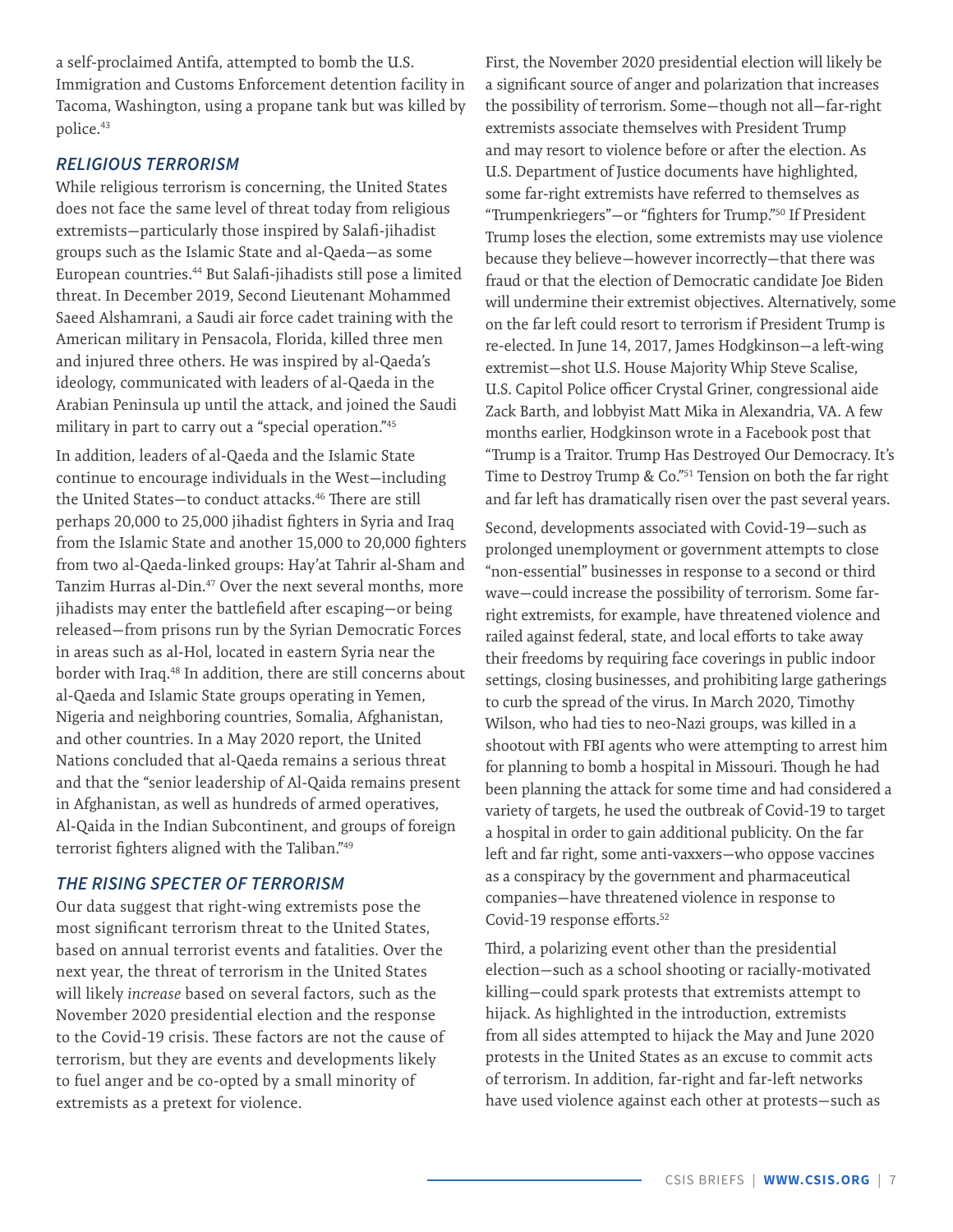a self-proclaimed Antifa, attempted to bomb the U.S. Immigration and Customs Enforcement detention facility in Tacoma, Washington, using a propane tank but was killed by police.[43]

### *RELIGIOUS TERRORISM*

While religious terrorism is concerning, the United States does not face the same level of threat today from religious extremists—particularly those inspired by Salafi-jihadist groups such as the Islamic State and al-Qaeda—as some European countries.[44] But Salafi-jihadists still pose a limited threat. In December 2019, Second Lieutenant Mohammed Saeed Alshamrani, a Saudi air force cadet training with the American military in Pensacola, Florida, killed three men and injured three others. He was inspired by al-Qaeda's ideology, communicated with leaders of al-Qaeda in the Arabian Peninsula up until the attack, and joined the Saudi military in part to carry out a "special operation."[45]

In addition, leaders of al-Qaeda and the Islamic State continue to encourage individuals in the West—including the United States—to conduct attacks.[46] There are still perhaps 20,000 to 25,000 jihadist fighters in Syria and Iraq from the Islamic State and another 15,000 to 20,000 fighters from two al-Qaeda-linked groups: Hay'at Tahrir al-Sham and Tanzim Hurras al-Din.[47] Over the next several months, more jihadists may enter the battlefield after escaping—or being released—from prisons run by the Syrian Democratic Forces in areas such as al-Hol, located in eastern Syria near the border with Iraq.[48] In addition, there are still concerns about al-Qaeda and Islamic State groups operating in Yemen, Nigeria and neighboring countries, Somalia, Afghanistan, and other countries. In a May 2020 report, the United Nations concluded that al-Qaeda remains a serious threat and that the "senior leadership of Al-Qaida remains present in Afghanistan, as well as hundreds of armed operatives, Al-Qaida in the Indian Subcontinent, and groups of foreign terrorist fighters aligned with the Taliban."[49]

### *THE RISING SPECTER OF TERRORISM*

Our data suggest that right-wing extremists pose the most significant terrorism threat to the United States, based on annual terrorist events and fatalities. Over the next year, the threat of terrorism in the United States will likely *increase* based on several factors, such as the November 2020 presidential election and the response to the Covid-19 crisis. These factors are not the cause of terrorism, but they are events and developments likely to fuel anger and be co-opted by a small minority of extremists as a pretext for violence.

First, the November 2020 presidential election will likely be a significant source of anger and polarization that increases the possibility of terrorism. Some—though not all—far-right extremists associate themselves with President Trump and may resort to violence before or after the election. As U.S. Department of Justice documents have highlighted, some far-right extremists have referred to themselves as "Trumpenkriegers"—or "fighters for Trump."[50] If President Trump loses the election, some extremists may use violence because they believe—however incorrectly—that there was fraud or that the election of Democratic candidate Joe Biden will undermine their extremist objectives. Alternatively, some on the far left could resort to terrorism if President Trump is re-elected. In June 14, 2017, James Hodgkinson—a left-wing extremist—shot U.S. House Majority Whip Steve Scalise, U.S. Capitol Police officer Crystal Griner, congressional aide Zack Barth, and lobbyist Matt Mika in Alexandria, VA. A few months earlier, Hodgkinson wrote in a Facebook post that "Trump is a Traitor. Trump Has Destroyed Our Democracy. It's Time to Destroy Trump & Co."[51] Tension on both the far right and far left has dramatically risen over the past several years.

Second, developments associated with Covid-19—such as prolonged unemployment or government attempts to close "non-essential" businesses in response to a second or third wave—could increase the possibility of terrorism. Some far-right extremists, for example, have threatened violence and railed against federal, state, and local efforts to take away their freedoms by requiring face coverings in public indoor settings, closing businesses, and prohibiting large gatherings to curb the spread of the virus. In March 2020, Timothy Wilson, who had ties to neo-Nazi groups, was killed in a shootout with FBI agents who were attempting to arrest him for planning to bomb a hospital in Missouri. Though he had been planning the attack for some time and had considered a variety of targets, he used the outbreak of Covid-19 to target a hospital in order to gain additional publicity. On the far left and far right, some anti-vaxxers—who oppose vaccines as a conspiracy by the government and pharmaceutical companies—have threatened violence in response to Covid-19 response efforts.[52]

Third, a polarizing event other than the presidential election—such as a school shooting or racially-motivated killing—could spark protests that extremists attempt to hijack. As highlighted in the introduction, extremists from all sides attempted to hijack the May and June 2020 protests in the United States as an excuse to commit acts of terrorism. In addition, far-right and far-left networks have used violence against each other at protests—such as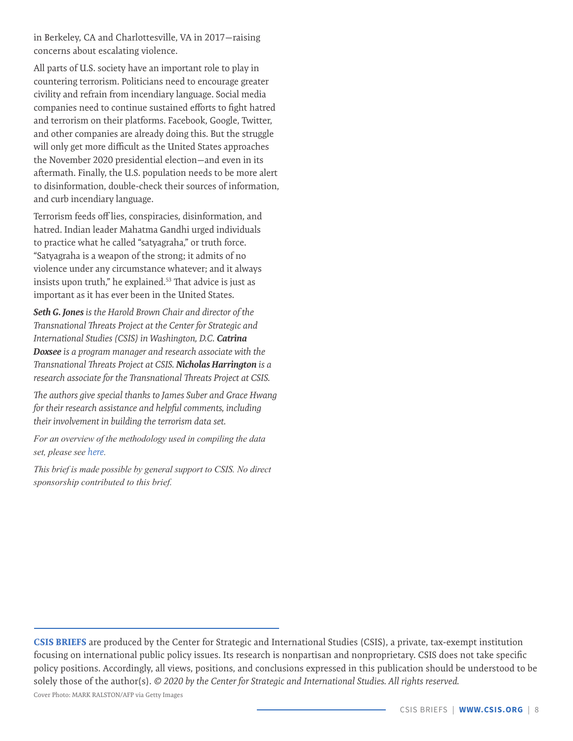in Berkeley, CA and Charlottesville, VA in 2017—raising concerns about escalating violence.

All parts of U.S. society have an important role to play in countering terrorism. Politicians need to encourage greater civility and refrain from incendiary language. Social media companies need to continue sustained efforts to fight hatred and terrorism on their platforms. Facebook, Google, Twitter, and other companies are already doing this. But the struggle will only get more difficult as the United States approaches the November 2020 presidential election—and even in its aftermath. Finally, the U.S. population needs to be more alert to disinformation, double-check their sources of information, and curb incendiary language.

Terrorism feeds off lies, conspiracies, disinformation, and hatred. Indian leader Mahatma Gandhi urged individuals to practice what he called "satyagraha," or truth force. "Satyagraha is a weapon of the strong; it admits of no violence under any circumstance whatever; and it always insists upon truth," he explained.[53] That advice is just as important as it has ever been in the United States.

***Seth G. Jones** is the Harold Brown Chair and director of the Transnational Threats Project at the Center for Strategic and International Studies (CSIS) in Washington, D.C. **Catrina Doxsee** is a program manager and research associate with the Transnational Threats Project at CSIS. **Nicholas Harrington** is a research associate for the Transnational Threats Project at CSIS.*

*The authors give special thanks to James Suber and Grace Hwang for their research assistance and helpful comments, including their involvement in building the terrorism data set.*

*For an overview of the methodology used in compiling the data set, please see here.*

*This brief is made possible by general support to CSIS. No direct sponsorship contributed to this brief.*

**CSIS BRIEFS** are produced by the Center for Strategic and International Studies (CSIS), a private, tax-exempt institution focusing on international public policy issues. Its research is nonpartisan and nonproprietary. CSIS does not take specific policy positions. Accordingly, all views, positions, and conclusions expressed in this publication should be understood to be solely those of the author(s). *© 2020 by the Center for Strategic and International Studies. All rights reserved.*

Cover Photo: MARK RALSTON/AFP via Getty Images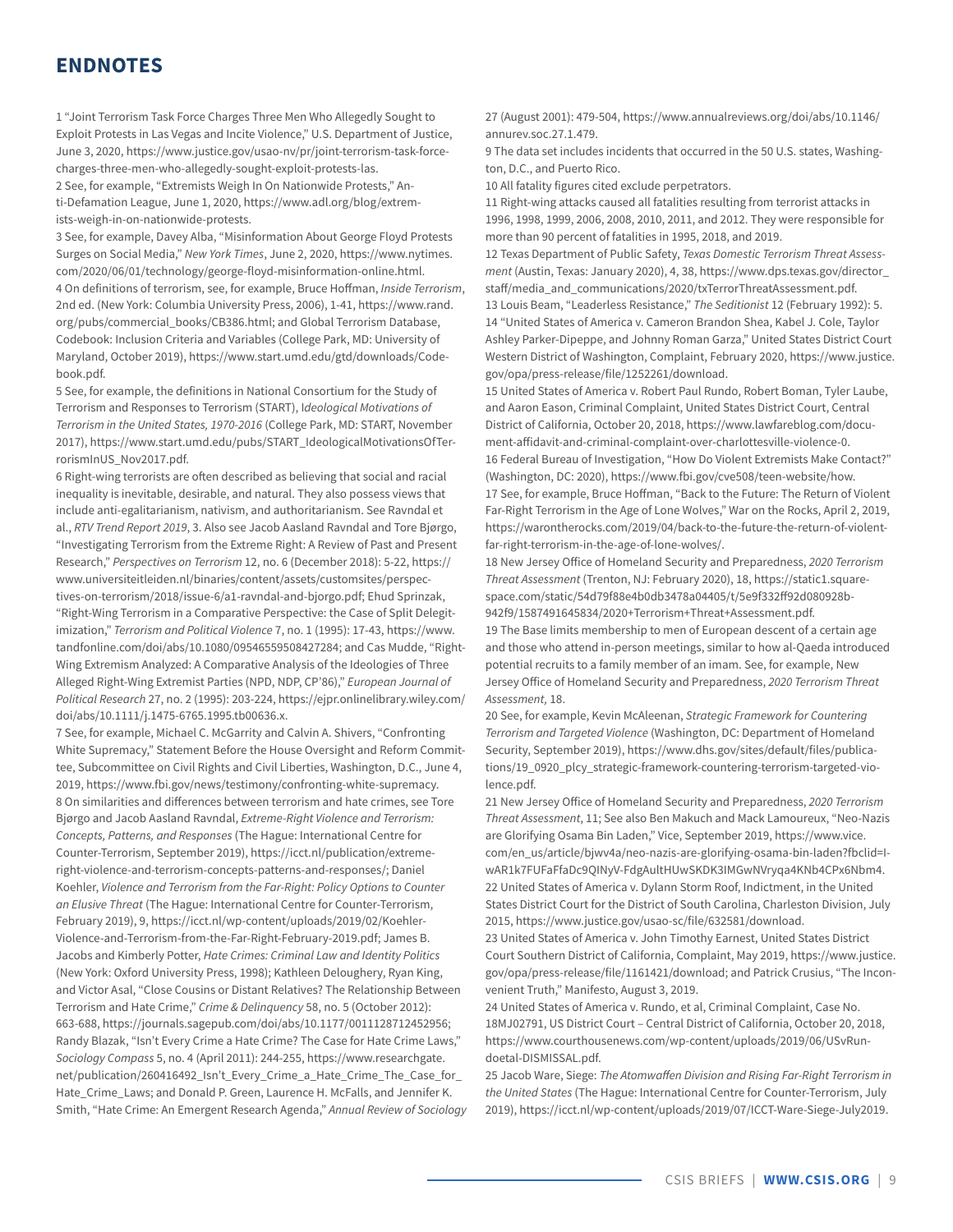## ENDNOTES

1 "Joint Terrorism Task Force Charges Three Men Who Allegedly Sought to Exploit Protests in Las Vegas and Incite Violence," U.S. Department of Justice, June 3, 2020, https://www.justice.gov/usao-nv/pr/joint-terrorism-task-force-charges-three-men-who-allegedly-sought-exploit-protests-las.

2 See, for example, "Extremists Weigh In On Nationwide Protests," Anti-Defamation League, June 1, 2020, https://www.adl.org/blog/extremists-weigh-in-on-nationwide-protests.

3 See, for example, Davey Alba, "Misinformation About George Floyd Protests Surges on Social Media," *New York Times*, June 2, 2020, https://www.nytimes.com/2020/06/01/technology/george-floyd-misinformation-online.html.

4 On definitions of terrorism, see, for example, Bruce Hoffman, *Inside Terrorism*, 2nd ed. (New York: Columbia University Press, 2006), 1-41, https://www.rand.org/pubs/commercial_books/CB386.html; and Global Terrorism Database, Codebook: Inclusion Criteria and Variables (College Park, MD: University of Maryland, October 2019), https://www.start.umd.edu/gtd/downloads/Codebook.pdf.

5 See, for example, the definitions in National Consortium for the Study of Terrorism and Responses to Terrorism (START), *Ideological Motivations of Terrorism in the United States, 1970-2016* (College Park, MD: START, November 2017), https://www.start.umd.edu/pubs/START_IdeologicalMotivationsOfTerrorismInUS_Nov2017.pdf.

6 Right-wing terrorists are often described as believing that social and racial inequality is inevitable, desirable, and natural. They also possess views that include anti-egalitarianism, nativism, and authoritarianism. See Ravndal et al., *RTV Trend Report 2019*, 3. Also see Jacob Aasland Ravndal and Tore Bjørgo, "Investigating Terrorism from the Extreme Right: A Review of Past and Present Research," *Perspectives on Terrorism* 12, no. 6 (December 2018): 5-22, https://www.universiteitleiden.nl/binaries/content/assets/customsites/perspectives-on-terrorism/2018/issue-6/a1-ravndal-and-bjorgo.pdf; Ehud Sprinzak, "Right-Wing Terrorism in a Comparative Perspective: the Case of Split Delegitimization," *Terrorism and Political Violence* 7, no. 1 (1995): 17-43, https://www.tandfonline.com/doi/abs/10.1080/09546559508427284; and Cas Mudde, "Right-Wing Extremism Analyzed: A Comparative Analysis of the Ideologies of Three Alleged Right-Wing Extremist Parties (NPD, NDP, CP'86)," *European Journal of Political Research* 27, no. 2 (1995): 203-224, https://ejpr.onlinelibrary.wiley.com/doi/abs/10.1111/j.1475-6765.1995.tb00636.x.

7 See, for example, Michael C. McGarrity and Calvin A. Shivers, "Confronting White Supremacy," Statement Before the House Oversight and Reform Committee, Subcommittee on Civil Rights and Civil Liberties, Washington, D.C., June 4, 2019, https://www.fbi.gov/news/testimony/confronting-white-supremacy.

8 On similarities and differences between terrorism and hate crimes, see Tore Bjørgo and Jacob Aasland Ravndal, *Extreme-Right Violence and Terrorism: Concepts, Patterns, and Responses* (The Hague: International Centre for Counter-Terrorism, September 2019), https://icct.nl/publication/extreme-right-violence-and-terrorism-concepts-patterns-and-responses/; Daniel Koehler, *Violence and Terrorism from the Far-Right: Policy Options to Counter an Elusive Threat* (The Hague: International Centre for Counter-Terrorism, February 2019), 9, https://icct.nl/wp-content/uploads/2019/02/Koehler-Violence-and-Terrorism-from-the-Far-Right-February-2019.pdf; James B. Jacobs and Kimberly Potter, *Hate Crimes: Criminal Law and Identity Politics* (New York: Oxford University Press, 1998); Kathleen Deloughery, Ryan King, and Victor Asal, "Close Cousins or Distant Relatives? The Relationship Between Terrorism and Hate Crime," *Crime & Delinquency* 58, no. 5 (October 2012): 663-688, https://journals.sagepub.com/doi/abs/10.1177/0011128712452956; Randy Blazak, "Isn't Every Crime a Hate Crime? The Case for Hate Crime Laws," *Sociology Compass* 5, no. 4 (April 2011): 244-255, https://www.researchgate.net/publication/260416492_Isn't_Every_Crime_a_Hate_Crime_The_Case_for_Hate_Crime_Laws; and Donald P. Green, Laurence H. McFalls, and Jennifer K. Smith, "Hate Crime: An Emergent Research Agenda," *Annual Review of Sociology* 27 (August 2001): 479-504, https://www.annualreviews.org/doi/abs/10.1146/annurev.soc.27.1.479.

9 The data set includes incidents that occurred in the 50 U.S. states, Washington, D.C., and Puerto Rico.

10 All fatality figures cited exclude perpetrators.

11 Right-wing attacks caused all fatalities resulting from terrorist attacks in 1996, 1998, 1999, 2006, 2008, 2010, 2011, and 2012. They were responsible for more than 90 percent of fatalities in 1995, 2018, and 2019.

12 Texas Department of Public Safety, *Texas Domestic Terrorism Threat Assessment* (Austin, Texas: January 2020), 4, 38, https://www.dps.texas.gov/director_staff/media_and_communications/2020/txTerrorThreatAssessment.pdf.

13 Louis Beam, "Leaderless Resistance," *The Seditionist* 12 (February 1992): 5.

14 "United States of America v. Cameron Brandon Shea, Kabel J. Cole, Taylor Ashley Parker-Dipeppe, and Johnny Roman Garza," United States District Court Western District of Washington, Complaint, February 2020, https://www.justice.gov/opa/press-release/file/1252261/download.

15 United States of America v. Robert Paul Rundo, Robert Boman, Tyler Laube, and Aaron Eason, Criminal Complaint, United States District Court, Central District of California, October 20, 2018, https://www.lawfareblog.com/document-affidavit-and-criminal-complaint-over-charlottesville-violence-0.

16 Federal Bureau of Investigation, "How Do Violent Extremists Make Contact?" (Washington, DC: 2020), https://www.fbi.gov/cve508/teen-website/how.

17 See, for example, Bruce Hoffman, "Back to the Future: The Return of Violent Far-Right Terrorism in the Age of Lone Wolves," War on the Rocks, April 2, 2019, https://warontherocks.com/2019/04/back-to-the-future-the-return-of-violent-far-right-terrorism-in-the-age-of-lone-wolves/.

18 New Jersey Office of Homeland Security and Preparedness, *2020 Terrorism Threat Assessment* (Trenton, NJ: February 2020), 18, https://static1.squarespace.com/static/54d79f88e4b0db3478a04405/t/5e9f332ff92d080928b942f9/1587491645834/2020+Terrorism+Threat+Assessment.pdf.

19 The Base limits membership to men of European descent of a certain age and those who attend in-person meetings, similar to how al-Qaeda introduced potential recruits to a family member of an imam. See, for example, New Jersey Office of Homeland Security and Preparedness, *2020 Terrorism Threat Assessment*, 18.

20 See, for example, Kevin McAleenan, *Strategic Framework for Countering Terrorism and Targeted Violence* (Washington, DC: Department of Homeland Security, September 2019), https://www.dhs.gov/sites/default/files/publications/19_0920_plcy_strategic-framework-countering-terrorism-targeted-violence.pdf.

21 New Jersey Office of Homeland Security and Preparedness, *2020 Terrorism Threat Assessment*, 11; See also Ben Makuch and Mack Lamoureux, "Neo-Nazis are Glorifying Osama Bin Laden," Vice, September 2019, https://www.vice.com/en_us/article/bjwv4a/neo-nazis-are-glorifying-osama-bin-laden?fbclid=IwAR1k7FUFaFfaDc9QINyV-FdgAultHUwSKDK3IMGwNVryqa4KNb4CPx6Nbm4.

22 United States of America v. Dylann Storm Roof, Indictment, in the United States District Court for the District of South Carolina, Charleston Division, July 2015, https://www.justice.gov/usao-sc/file/632581/download.

23 United States of America v. John Timothy Earnest, United States District Court Southern District of California, Complaint, May 2019, https://www.justice.gov/opa/press-release/file/1161421/download; and Patrick Crusius, "The Inconvenient Truth," Manifesto, August 3, 2019.

24 United States of America v. Rundo, et al, Criminal Complaint, Case No. 18MJ02791, US District Court – Central District of California, October 20, 2018, https://www.courthousenews.com/wp-content/uploads/2019/06/USvRundoetal-DISMISSAL.pdf.

25 Jacob Ware, Siege: *The Atomwaffen Division and Rising Far-Right Terrorism in the United States* (The Hague: International Centre for Counter-Terrorism, July 2019), https://icct.nl/wp-content/uploads/2019/07/ICCT-Ware-Siege-July2019.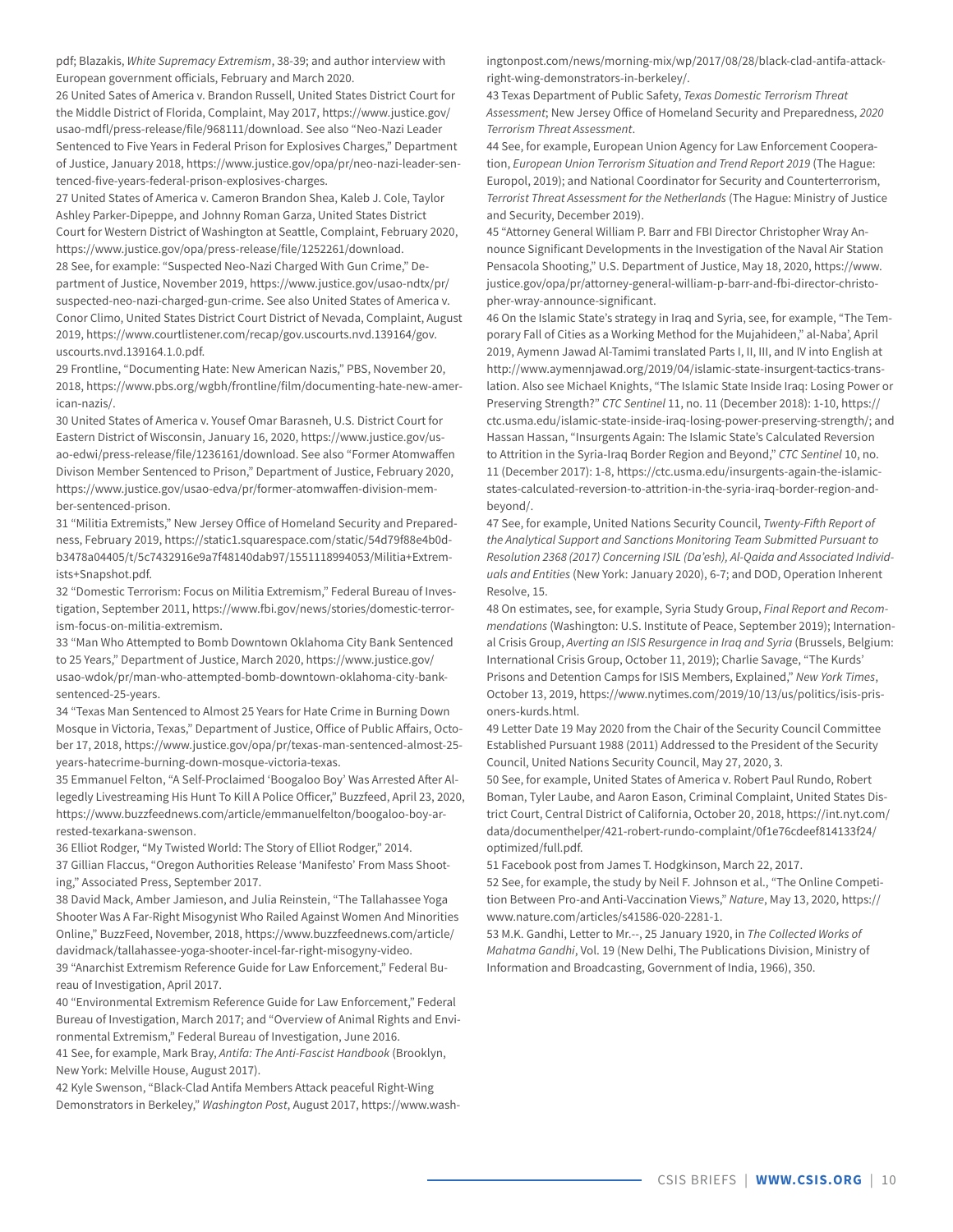pdf; Blazakis, *White Supremacy Extremism*, 38-39; and author interview with European government officials, February and March 2020.

26 United Sates of America v. Brandon Russell, United States District Court for the Middle District of Florida, Complaint, May 2017, https://www.justice.gov/usao-mdfl/press-release/file/968111/download. See also "Neo-Nazi Leader Sentenced to Five Years in Federal Prison for Explosives Charges," Department of Justice, January 2018, https://www.justice.gov/opa/pr/neo-nazi-leader-sentenced-five-years-federal-prison-explosives-charges.

27 United States of America v. Cameron Brandon Shea, Kaleb J. Cole, Taylor Ashley Parker-Dipeppe, and Johnny Roman Garza, United States District Court for Western District of Washington at Seattle, Complaint, February 2020, https://www.justice.gov/opa/press-release/file/1252261/download.

28 See, for example: "Suspected Neo-Nazi Charged With Gun Crime," Department of Justice, November 2019, https://www.justice.gov/usao-ndtx/pr/suspected-neo-nazi-charged-gun-crime. See also United States of America v. Conor Climo, United States District Court District of Nevada, Complaint, August 2019, https://www.courtlistener.com/recap/gov.uscourts.nvd.139164/gov.uscourts.nvd.139164.1.0.pdf.

29 Frontline, "Documenting Hate: New American Nazis," PBS, November 20, 2018, https://www.pbs.org/wgbh/frontline/film/documenting-hate-new-american-nazis/.

30 United States of America v. Yousef Omar Barasneh, U.S. District Court for Eastern District of Wisconsin, January 16, 2020, https://www.justice.gov/usao-edwi/press-release/file/1236161/download. See also "Former Atomwaffen Divison Member Sentenced to Prison," Department of Justice, February 2020, https://www.justice.gov/usao-edva/pr/former-atomwaffen-division-member-sentenced-prison.

31 "Militia Extremists," New Jersey Office of Homeland Security and Preparedness, February 2019, https://static1.squarespace.com/static/54d79f88e4b0db3478a04405/t/5c7432916e9a7f48140dab97/1551118994053/Militia+Extremists+Snapshot.pdf.

32 "Domestic Terrorism: Focus on Militia Extremism," Federal Bureau of Investigation, September 2011, https://www.fbi.gov/news/stories/domestic-terrorism-focus-on-militia-extremism.

33 "Man Who Attempted to Bomb Downtown Oklahoma City Bank Sentenced to 25 Years," Department of Justice, March 2020, https://www.justice.gov/usao-wdok/pr/man-who-attempted-bomb-downtown-oklahoma-city-bank-sentenced-25-years.

34 "Texas Man Sentenced to Almost 25 Years for Hate Crime in Burning Down Mosque in Victoria, Texas," Department of Justice, Office of Public Affairs, October 17, 2018, https://www.justice.gov/opa/pr/texas-man-sentenced-almost-25-years-hatecrime-burning-down-mosque-victoria-texas.

35 Emmanuel Felton, "A Self-Proclaimed 'Boogaloo Boy' Was Arrested After Allegedly Livestreaming His Hunt To Kill A Police Officer," Buzzfeed, April 23, 2020, https://www.buzzfeednews.com/article/emmanuelfelton/boogaloo-boy-arrested-texarkana-swenson.

36 Elliot Rodger, "My Twisted World: The Story of Elliot Rodger," 2014.

37 Gillian Flaccus, "Oregon Authorities Release 'Manifesto' From Mass Shooting," Associated Press, September 2017.

38 David Mack, Amber Jamieson, and Julia Reinstein, "The Tallahassee Yoga Shooter Was A Far-Right Misogynist Who Railed Against Women And Minorities Online," BuzzFeed, November, 2018, https://www.buzzfeednews.com/article/davidmack/tallahassee-yoga-shooter-incel-far-right-misogyny-video.

39 "Anarchist Extremism Reference Guide for Law Enforcement," Federal Bureau of Investigation, April 2017.

40 "Environmental Extremism Reference Guide for Law Enforcement," Federal Bureau of Investigation, March 2017; and "Overview of Animal Rights and Environmental Extremism," Federal Bureau of Investigation, June 2016.

41 See, for example, Mark Bray, *Antifa: The Anti-Fascist Handbook* (Brooklyn, New York: Melville House, August 2017).

42 Kyle Swenson, "Black-Clad Antifa Members Attack peaceful Right-Wing Demonstrators in Berkeley," *Washington Post*, August 2017, https://www.washingtonpost.com/news/morning-mix/wp/2017/08/28/black-clad-antifa-attack-right-wing-demonstrators-in-berkeley/.

43 Texas Department of Public Safety, *Texas Domestic Terrorism Threat Assessment*; New Jersey Office of Homeland Security and Preparedness, *2020 Terrorism Threat Assessment*.

44 See, for example, European Union Agency for Law Enforcement Cooperation, *European Union Terrorism Situation and Trend Report 2019* (The Hague: Europol, 2019); and National Coordinator for Security and Counterterrorism, *Terrorist Threat Assessment for the Netherlands* (The Hague: Ministry of Justice and Security, December 2019).

45 "Attorney General William P. Barr and FBI Director Christopher Wray Announce Significant Developments in the Investigation of the Naval Air Station Pensacola Shooting," U.S. Department of Justice, May 18, 2020, https://www.justice.gov/opa/pr/attorney-general-william-p-barr-and-fbi-director-christopher-wray-announce-significant.

46 On the Islamic State's strategy in Iraq and Syria, see, for example, "The Temporary Fall of Cities as a Working Method for the Mujahideen," al-Naba', April 2019, Aymenn Jawad Al-Tamimi translated Parts I, II, III, and IV into English at http://www.aymennjawad.org/2019/04/islamic-state-insurgent-tactics-translation. Also see Michael Knights, "The Islamic State Inside Iraq: Losing Power or Preserving Strength?" *CTC Sentinel* 11, no. 11 (December 2018): 1-10, https://ctc.usma.edu/islamic-state-inside-iraq-losing-power-preserving-strength/; and Hassan Hassan, "Insurgents Again: The Islamic State's Calculated Reversion to Attrition in the Syria-Iraq Border Region and Beyond," *CTC Sentinel* 10, no. 11 (December 2017): 1-8, https://ctc.usma.edu/insurgents-again-the-islamic-states-calculated-reversion-to-attrition-in-the-syria-iraq-border-region-and-beyond/.

47 See, for example, United Nations Security Council, *Twenty-Fifth Report of the Analytical Support and Sanctions Monitoring Team Submitted Pursuant to Resolution 2368 (2017) Concerning ISIL (Da'esh), Al-Qaida and Associated Individuals and Entities* (New York: January 2020), 6-7; and DOD, Operation Inherent Resolve, 15.

48 On estimates, see, for example, Syria Study Group, *Final Report and Recommendations* (Washington: U.S. Institute of Peace, September 2019); International Crisis Group, *Averting an ISIS Resurgence in Iraq and Syria* (Brussels, Belgium: International Crisis Group, October 11, 2019); Charlie Savage, "The Kurds' Prisons and Detention Camps for ISIS Members, Explained," *New York Times*, October 13, 2019, https://www.nytimes.com/2019/10/13/us/politics/isis-prisoners-kurds.html.

49 Letter Date 19 May 2020 from the Chair of the Security Council Committee Established Pursuant 1988 (2011) Addressed to the President of the Security Council, United Nations Security Council, May 27, 2020, 3.

50 See, for example, United States of America v. Robert Paul Rundo, Robert Boman, Tyler Laube, and Aaron Eason, Criminal Complaint, United States District Court, Central District of California, October 20, 2018, https://int.nyt.com/data/documenthelper/421-robert-rundo-complaint/0f1e76cdeef814133f24/optimized/full.pdf.

51 Facebook post from James T. Hodgkinson, March 22, 2017.

52 See, for example, the study by Neil F. Johnson et al., "The Online Competition Between Pro-and Anti-Vaccination Views," *Nature*, May 13, 2020, https://www.nature.com/articles/s41586-020-2281-1.

53 M.K. Gandhi, Letter to Mr.--, 25 January 1920, in *The Collected Works of Mahatma Gandhi*, Vol. 19 (New Delhi, The Publications Division, Ministry of Information and Broadcasting, Government of India, 1966), 350.